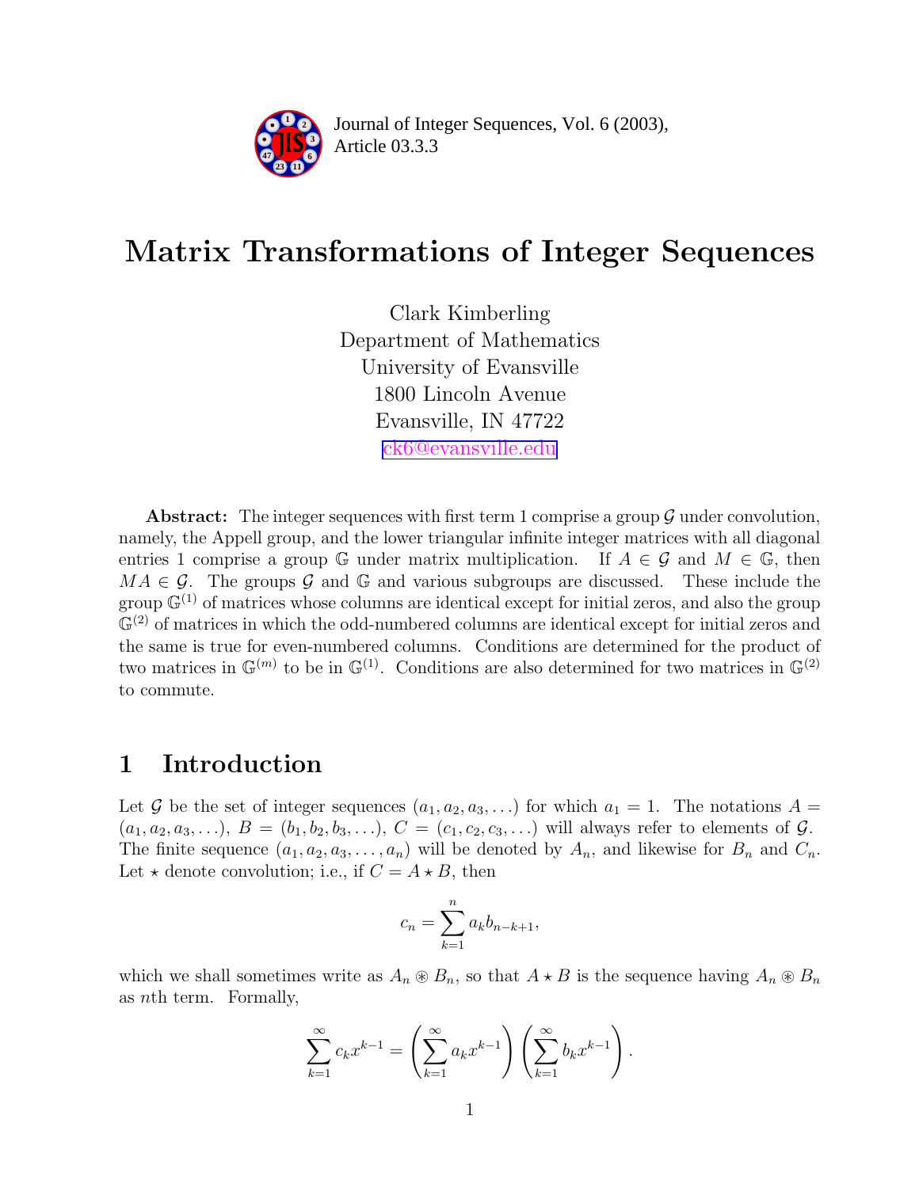Journal of Integer Sequences, Vol. 6 (2003), Article 03.3.3

# Matrix Transformations of Integer Sequences

Clark Kimberling
Department of Mathematics
University of Evansville
1800 Lincoln Avenue
Evansville, IN 47722
ck6@evansville.edu

**Abstract:** The integer sequences with first term 1 comprise a group $\mathcal{G}$ under convolution, namely, the Appell group, and the lower triangular infinite integer matrices with all diagonal entries 1 comprise a group $\mathbb{G}$ under matrix multiplication. If $A \in \mathcal{G}$ and $M \in \mathbb{G}$, then $MA \in \mathcal{G}$. The groups $\mathcal{G}$ and $\mathbb{G}$ and various subgroups are discussed. These include the group $\mathbb{G}^{(1)}$ of matrices whose columns are identical except for initial zeros, and also the group $\mathbb{G}^{(2)}$ of matrices in which the odd-numbered columns are identical except for initial zeros and the same is true for even-numbered columns. Conditions are determined for the product of two matrices in $\mathbb{G}^{(m)}$ to be in $\mathbb{G}^{(1)}$. Conditions are also determined for two matrices in $\mathbb{G}^{(2)}$ to commute.

## 1 Introduction

Let $\mathcal{G}$ be the set of integer sequences $(a_1, a_2, a_3, \ldots)$ for which $a_1 = 1$. The notations $A = (a_1, a_2, a_3, \ldots)$, $B = (b_1, b_2, b_3, \ldots)$, $C = (c_1, c_2, c_3, \ldots)$ will always refer to elements of $\mathcal{G}$. The finite sequence $(a_1, a_2, a_3, \ldots, a_n)$ will be denoted by $A_n$, and likewise for $B_n$ and $C_n$. Let $\star$ denote convolution; i.e., if $C = A \star B$, then

$$c_n = \sum_{k=1}^{n} a_k b_{n-k+1},$$

which we shall sometimes write as $A_n \circledast B_n$, so that $A \star B$ is the sequence having $A_n \circledast B_n$ as $n$th term. Formally,

$$\sum_{k=1}^{\infty} c_k x^{k-1} = \left( \sum_{k=1}^{\infty} a_k x^{k-1} \right) \left( \sum_{k=1}^{\infty} b_k x^{k-1} \right).$$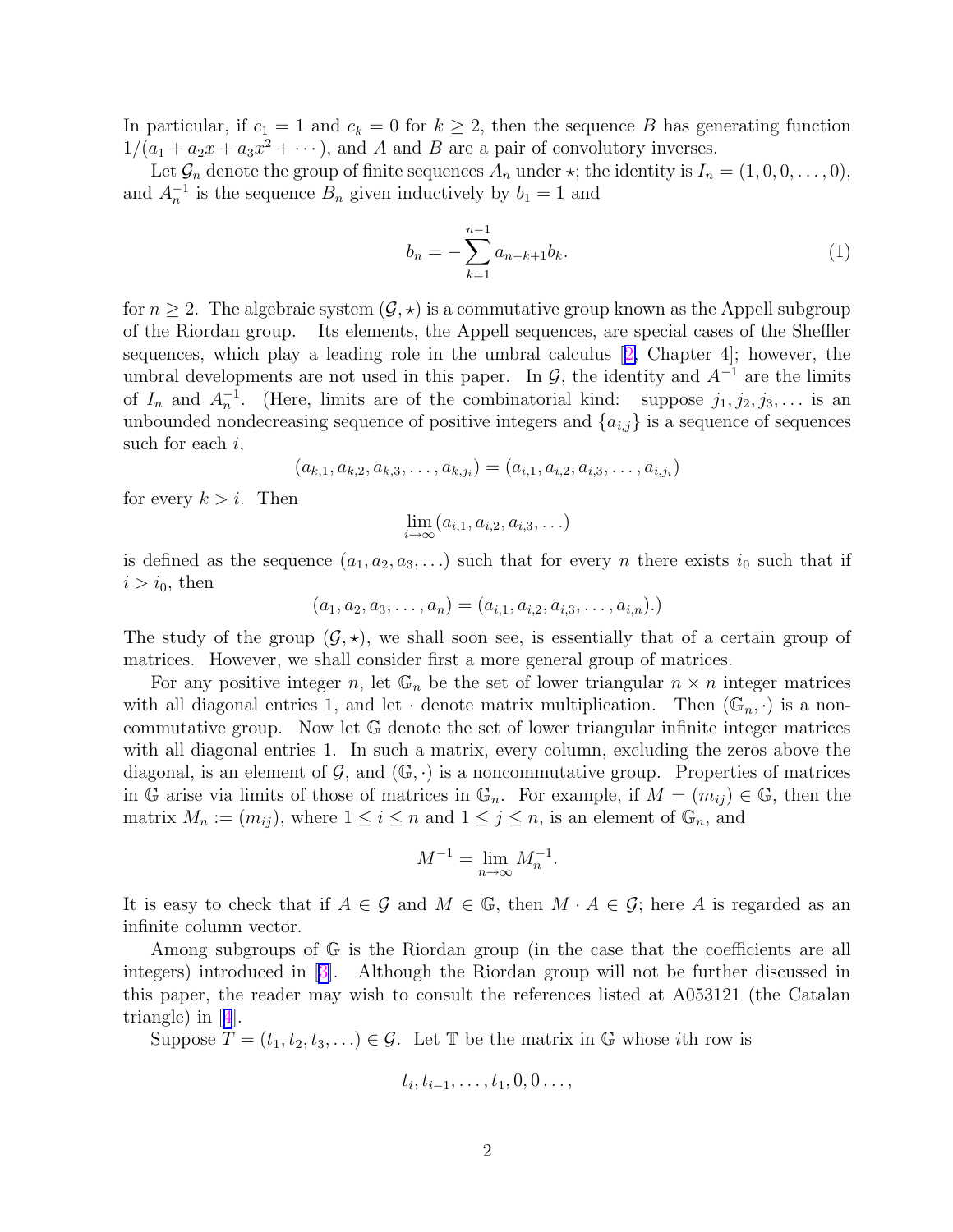In particular, if $c_1 = 1$ and $c_k = 0$ for $k \geq 2$, then the sequence $B$ has generating function $1/(a_1 + a_2x + a_3x^2 + \cdots)$, and $A$ and $B$ are a pair of convolutory inverses.

Let $\mathcal{G}_n$ denote the group of finite sequences $A_n$ under $\star$; the identity is $I_n = (1, 0, 0, \ldots, 0)$, and $A_n^{-1}$ is the sequence $B_n$ given inductively by $b_1 = 1$ and

$$b_n = -\sum_{k=1}^{n-1} a_{n-k+1} b_k. \tag{1}$$

for $n \geq 2$. The algebraic system $(\mathcal{G}, \star)$ is a commutative group known as the Appell subgroup of the Riordan group. Its elements, the Appell sequences, are special cases of the Sheffler sequences, which play a leading role in the umbral calculus [2, Chapter 4]; however, the umbral developments are not used in this paper. In $\mathcal{G}$, the identity and $A^{-1}$ are the limits of $I_n$ and $A_n^{-1}$. (Here, limits are of the combinatorial kind: suppose $j_1, j_2, j_3, \ldots$ is an unbounded nondecreasing sequence of positive integers and $\{a_{i,j}\}$ is a sequence of sequences such for each $i$,

$$(a_{k,1}, a_{k,2}, a_{k,3}, \ldots, a_{k,j_i}) = (a_{i,1}, a_{i,2}, a_{i,3}, \ldots, a_{i,j_i})$$

for every $k > i$. Then

$$\lim_{i \to \infty} (a_{i,1}, a_{i,2}, a_{i,3}, \ldots)$$

is defined as the sequence $(a_1, a_2, a_3, \ldots)$ such that for every $n$ there exists $i_0$ such that if $i > i_0$, then

$$(a_1, a_2, a_3, \ldots, a_n) = (a_{i,1}, a_{i,2}, a_{i,3}, \ldots, a_{i,n}).)$$

The study of the group $(\mathcal{G}, \star)$, we shall soon see, is essentially that of a certain group of matrices. However, we shall consider first a more general group of matrices.

For any positive integer $n$, let $\mathbb{G}_n$ be the set of lower triangular $n \times n$ integer matrices with all diagonal entries 1, and let $\cdot$ denote matrix multiplication. Then $(\mathbb{G}_n, \cdot)$ is a noncommutative group. Now let $\mathbb{G}$ denote the set of lower triangular infinite integer matrices with all diagonal entries 1. In such a matrix, every column, excluding the zeros above the diagonal, is an element of $\mathcal{G}$, and $(\mathbb{G}, \cdot)$ is a noncommutative group. Properties of matrices in $\mathbb{G}$ arise via limits of those of matrices in $\mathbb{G}_n$. For example, if $M = (m_{ij}) \in \mathbb{G}$, then the matrix $M_n := (m_{ij})$, where $1 \leq i \leq n$ and $1 \leq j \leq n$, is an element of $\mathbb{G}_n$, and

$$M^{-1} = \lim_{n \to \infty} M_n^{-1}.$$

It is easy to check that if $A \in \mathcal{G}$ and $M \in \mathbb{G}$, then $M \cdot A \in \mathcal{G}$; here $A$ is regarded as an infinite column vector.

Among subgroups of $\mathbb{G}$ is the Riordan group (in the case that the coefficients are all integers) introduced in [3]. Although the Riordan group will not be further discussed in this paper, the reader may wish to consult the references listed at A053121 (the Catalan triangle) in [4].

Suppose $T = (t_1, t_2, t_3, \ldots) \in \mathcal{G}$. Let $\mathbb{T}$ be the matrix in $\mathbb{G}$ whose $i$th row is

$$t_i, t_{i-1}, \ldots, t_1, 0, 0 \ldots,$$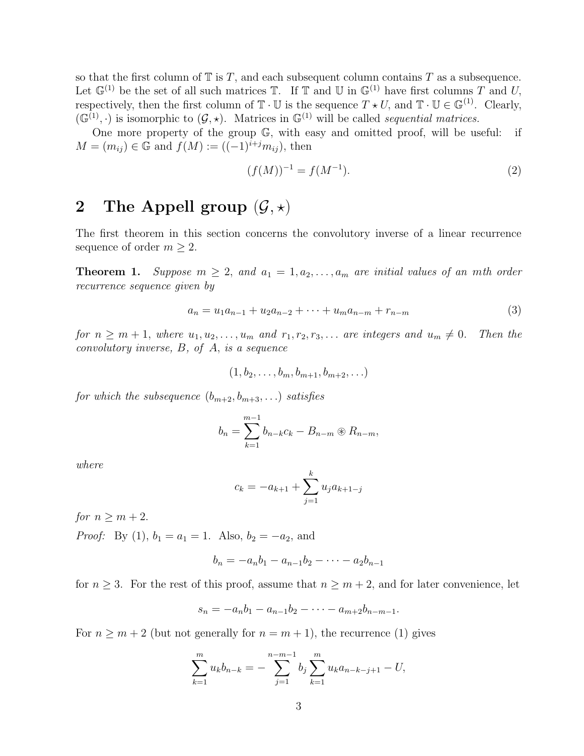so that the first column of $\mathbb{T}$ is $T$, and each subsequent column contains $T$ as a subsequence. Let $\mathbb{G}^{(1)}$ be the set of all such matrices $\mathbb{T}$. If $\mathbb{T}$ and $\mathbb{U}$ in $\mathbb{G}^{(1)}$ have first columns $T$ and $U$, respectively, then the first column of $\mathbb{T} \cdot \mathbb{U}$ is the sequence $T \star U$, and $\mathbb{T} \cdot \mathbb{U} \in \mathbb{G}^{(1)}$. Clearly, $(\mathbb{G}^{(1)}, \cdot)$ is isomorphic to $(\mathcal{G}, \star)$. Matrices in $\mathbb{G}^{(1)}$ will be called *sequential matrices.*

One more property of the group $\mathbb{G}$, with easy and omitted proof, will be useful: if $M = (m_{ij}) \in \mathbb{G}$ and $f(M) := ((-1)^{i+j} m_{ij})$, then

$$(f(M))^{-1} = f(M^{-1}). \tag{2}$$

## 2 The Appell group $(\mathcal{G}, \star)$

The first theorem in this section concerns the convolutory inverse of a linear recurrence sequence of order $m \geq 2$.

**Theorem 1.** *Suppose $m \geq 2$, and $a_1 = 1, a_2, \ldots, a_m$ are initial values of an $m$th order recurrence sequence given by*

$$a_n = u_1 a_{n-1} + u_2 a_{n-2} + \cdots + u_m a_{n-m} + r_{n-m} \tag{3}$$

*for $n \geq m+1$, where $u_1, u_2, \ldots, u_m$ and $r_1, r_2, r_3, \ldots$ are integers and $u_m \neq 0$. Then the convolutory inverse, $B$, of $A$, is a sequence*

$$(1, b_2, \ldots, b_m, b_{m+1}, b_{m+2}, \ldots)$$

*for which the subsequence $(b_{m+2}, b_{m+3}, \ldots)$ satisfies*

$$b_n = \sum_{k=1}^{m-1} b_{n-k} c_k - B_{n-m} \circledast R_{n-m},$$

*where*

$$c_k = -a_{k+1} + \sum_{j=1}^{k} u_j a_{k+1-j}$$

*for $n \geq m+2$.*

*Proof:* By (1), $b_1 = a_1 = 1$. Also, $b_2 = -a_2$, and

$$b_n = -a_n b_1 - a_{n-1} b_2 - \cdots - a_2 b_{n-1}$$

for $n \geq 3$. For the rest of this proof, assume that $n \geq m+2$, and for later convenience, let

$$s_n = -a_n b_1 - a_{n-1} b_2 - \cdots - a_{m+2} b_{n-m-1}.$$

For $n \geq m+2$ (but not generally for $n = m+1$), the recurrence (1) gives

$$\sum_{k=1}^{m} u_k b_{n-k} = -\sum_{j=1}^{n-m-1} b_j \sum_{k=1}^{m} u_k a_{n-k-j+1} - U,$$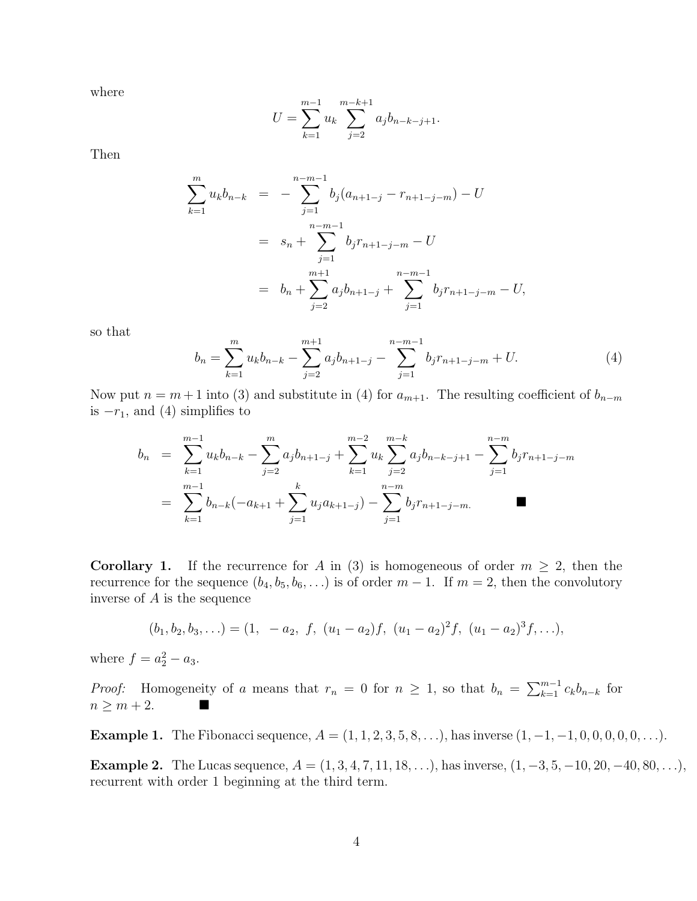where

$$U = \sum_{k=1}^{m-1} u_k \sum_{j=2}^{m-k+1} a_j b_{n-k-j+1}.$$

Then

$$\begin{aligned}
\sum_{k=1}^{m} u_k b_{n-k} &= -\sum_{j=1}^{n-m-1} b_j (a_{n+1-j} - r_{n+1-j-m}) - U \\
&= s_n + \sum_{j=1}^{n-m-1} b_j r_{n+1-j-m} - U \\
&= b_n + \sum_{j=2}^{m+1} a_j b_{n+1-j} + \sum_{j=1}^{n-m-1} b_j r_{n+1-j-m} - U,
\end{aligned}$$

so that

$$b_n = \sum_{k=1}^{m} u_k b_{n-k} - \sum_{j=2}^{m+1} a_j b_{n+1-j} - \sum_{j=1}^{n-m-1} b_j r_{n+1-j-m} + U. \tag{4}$$

Now put $n = m+1$ into (3) and substitute in (4) for $a_{m+1}$. The resulting coefficient of $b_{n-m}$ is $-r_1$, and (4) simplifies to

$$\begin{aligned}
b_n &= \sum_{k=1}^{m-1} u_k b_{n-k} - \sum_{j=2}^{m} a_j b_{n+1-j} + \sum_{k=1}^{m-2} u_k \sum_{j=2}^{m-k} a_j b_{n-k-j+1} - \sum_{j=1}^{n-m} b_j r_{n+1-j-m} \\
&= \sum_{k=1}^{m-1} b_{n-k} \left(-a_{k+1} + \sum_{j=1}^{k} u_j a_{k+1-j}\right) - \sum_{j=1}^{n-m} b_j r_{n+1-j-m}. \qquad \blacksquare
\end{aligned}$$

**Corollary 1.** If the recurrence for $A$ in (3) is homogeneous of order $m \geq 2$, then the recurrence for the sequence $(b_4, b_5, b_6, \ldots)$ is of order $m-1$. If $m = 2$, then the convolutory inverse of $A$ is the sequence

$$(b_1, b_2, b_3, \ldots) = (1,\ -a_2,\ f,\ (u_1 - a_2)f,\ (u_1 - a_2)^2 f,\ (u_1 - a_2)^3 f, \ldots),$$

where $f = a_2^2 - a_3$.

*Proof:* Homogeneity of $a$ means that $r_n = 0$ for $n \geq 1$, so that $b_n = \sum_{k=1}^{m-1} c_k b_{n-k}$ for $n \geq m+2$. $\blacksquare$

**Example 1.** The Fibonacci sequence, $A = (1, 1, 2, 3, 5, 8, \ldots)$, has inverse $(1, -1, -1, 0, 0, 0, 0, 0, \ldots)$.

**Example 2.** The Lucas sequence, $A = (1, 3, 4, 7, 11, 18, \ldots)$, has inverse, $(1, -3, 5, -10, 20, -40, 80, \ldots)$, recurrent with order 1 beginning at the third term.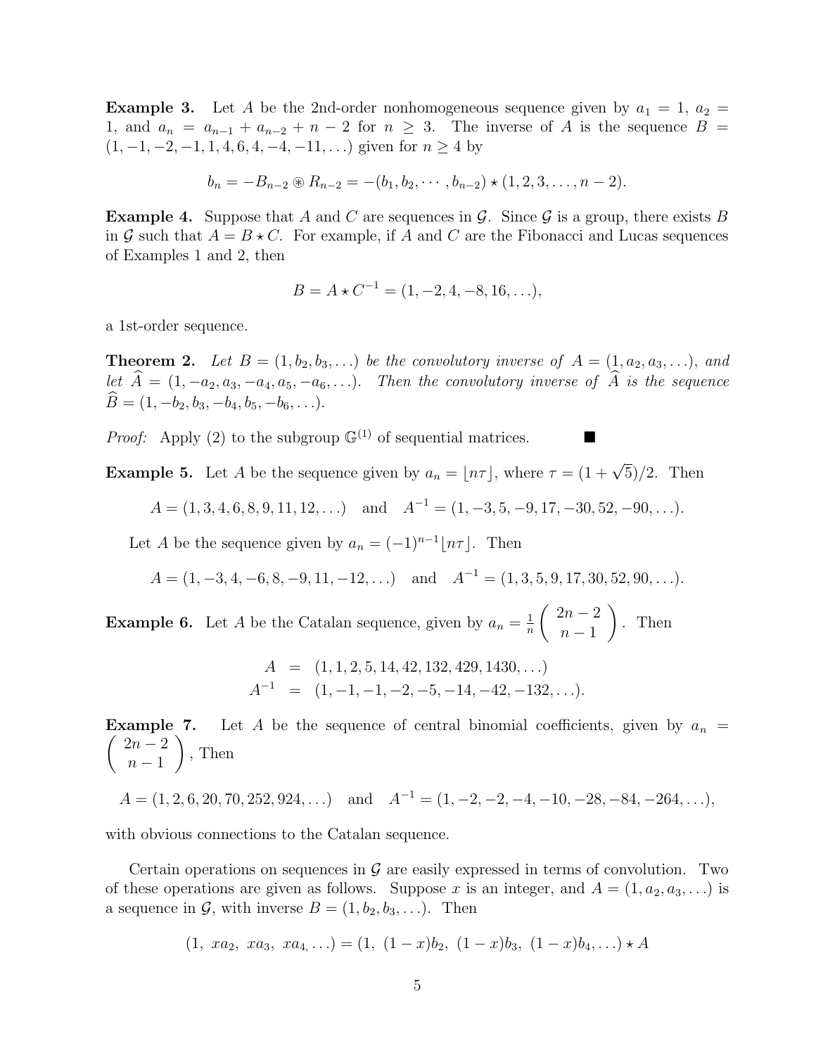**Example 3.** Let $A$ be the 2nd-order nonhomogeneous sequence given by $a_1 = 1$, $a_2 = 1$, and $a_n = a_{n-1} + a_{n-2} + n - 2$ for $n \geq 3$. The inverse of $A$ is the sequence $B = (1, -1, -2, -1, 1, 4, 6, 4, -4, -11, \ldots)$ given for $n \geq 4$ by

$$b_n = -B_{n-2} \circledast R_{n-2} = -(b_1, b_2, \cdots, b_{n-2}) \star (1, 2, 3, \ldots, n-2).$$

**Example 4.** Suppose that $A$ and $C$ are sequences in $\mathcal{G}$. Since $\mathcal{G}$ is a group, there exists $B$ in $\mathcal{G}$ such that $A = B \star C$. For example, if $A$ and $C$ are the Fibonacci and Lucas sequences of Examples 1 and 2, then

$$B = A \star C^{-1} = (1, -2, 4, -8, 16, \ldots),$$

a 1st-order sequence.

**Theorem 2.** *Let $B = (1, b_2, b_3, \ldots)$ be the convolutory inverse of $A = (1, a_2, a_3, \ldots)$, and let $\widehat{A} = (1, -a_2, a_3, -a_4, a_5, -a_6, \ldots)$. Then the convolutory inverse of $\widehat{A}$ is the sequence $\widehat{B} = (1, -b_2, b_3, -b_4, b_5, -b_6, \ldots)$.*

*Proof:* Apply (2) to the subgroup $\mathbb{G}^{(1)}$ of sequential matrices. ■

**Example 5.** Let $A$ be the sequence given by $a_n = \lfloor n\tau \rfloor$, where $\tau = (1 + \sqrt{5})/2$. Then

$$A = (1, 3, 4, 6, 8, 9, 11, 12, \ldots) \quad \text{and} \quad A^{-1} = (1, -3, 5, -9, 17, -30, 52, -90, \ldots).$$

Let $A$ be the sequence given by $a_n = (-1)^{n-1} \lfloor n\tau \rfloor$. Then

$$A = (1, -3, 4, -6, 8, -9, 11, -12, \ldots) \quad \text{and} \quad A^{-1} = (1, 3, 5, 9, 17, 30, 52, 90, \ldots).$$

**Example 6.** Let $A$ be the Catalan sequence, given by $a_n = \frac{1}{n}\binom{2n-2}{n-1}$. Then

$$\begin{aligned} A &= (1, 1, 2, 5, 14, 42, 132, 429, 1430, \ldots) \\ A^{-1} &= (1, -1, -1, -2, -5, -14, -42, -132, \ldots). \end{aligned}$$

**Example 7.** Let $A$ be the sequence of central binomial coefficients, given by $a_n = \binom{2n-2}{n-1}$, Then

$$A = (1, 2, 6, 20, 70, 252, 924, \ldots) \quad \text{and} \quad A^{-1} = (1, -2, -2, -4, -10, -28, -84, -264, \ldots),$$

with obvious connections to the Catalan sequence.

Certain operations on sequences in $\mathcal{G}$ are easily expressed in terms of convolution. Two of these operations are given as follows. Suppose $x$ is an integer, and $A = (1, a_2, a_3, \ldots)$ is a sequence in $\mathcal{G}$, with inverse $B = (1, b_2, b_3, \ldots)$. Then

$$(1,\ xa_2,\ xa_3,\ xa_4, \ldots) = (1,\ (1-x)b_2,\ (1-x)b_3,\ (1-x)b_4, \ldots) \star A$$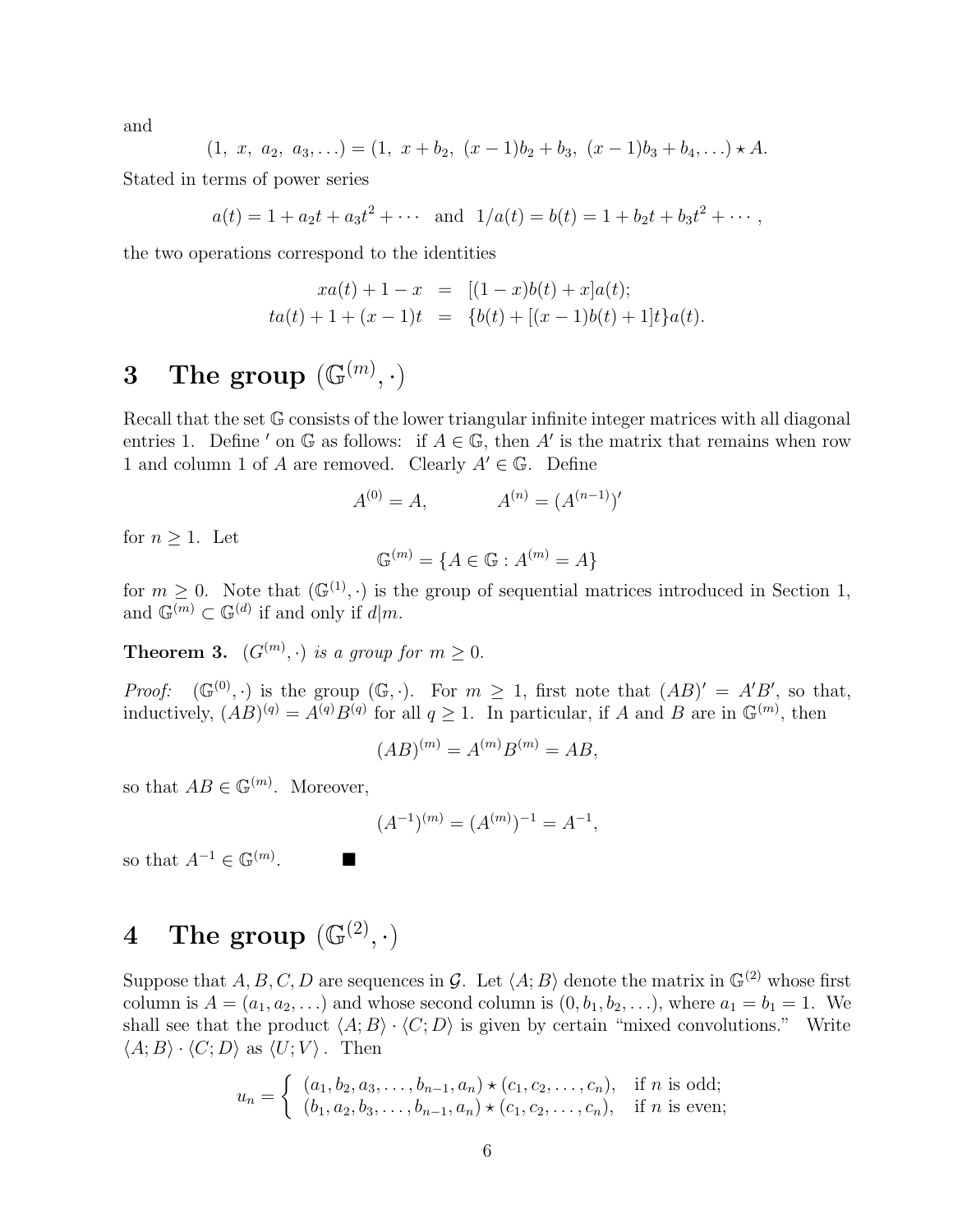and

$$(1,\ x,\ a_2,\ a_3,\ldots) = (1,\ x+b_2,\ (x-1)b_2+b_3,\ (x-1)b_3+b_4,\ldots)\star A.$$

Stated in terms of power series

$$a(t) = 1 + a_2t + a_3t^2 + \cdots \quad \text{and} \quad 1/a(t) = b(t) = 1 + b_2t + b_3t^2 + \cdots,$$

the two operations correspond to the identities

$$\begin{aligned} xa(t) + 1 - x &= [(1-x)b(t) + x]a(t); \\ ta(t) + 1 + (x-1)t &= \{b(t) + [(x-1)b(t) + 1]t\}a(t). \end{aligned}$$

## 3 The group $(\mathbb{G}^{(m)}, \cdot)$

Recall that the set $\mathbb{G}$ consists of the lower triangular infinite integer matrices with all diagonal entries 1. Define $'$ on $\mathbb{G}$ as follows: if $A \in \mathbb{G}$, then $A'$ is the matrix that remains when row 1 and column 1 of $A$ are removed. Clearly $A' \in \mathbb{G}$. Define

$$A^{(0)} = A, \qquad A^{(n)} = (A^{(n-1)})'$$

for $n \geq 1$. Let

$$\mathbb{G}^{(m)} = \{A \in \mathbb{G} : A^{(m)} = A\}$$

for $m \geq 0$. Note that $(\mathbb{G}^{(1)}, \cdot)$ is the group of sequential matrices introduced in Section 1, and $\mathbb{G}^{(m)} \subset \mathbb{G}^{(d)}$ if and only if $d|m$.

**Theorem 3.** *$(G^{(m)}, \cdot)$ is a group for $m \geq 0$.*

*Proof:* $(\mathbb{G}^{(0)}, \cdot)$ is the group $(\mathbb{G}, \cdot)$. For $m \geq 1$, first note that $(AB)' = A'B'$, so that, inductively, $(AB)^{(q)} = A^{(q)}B^{(q)}$ for all $q \geq 1$. In particular, if $A$ and $B$ are in $\mathbb{G}^{(m)}$, then

$$(AB)^{(m)} = A^{(m)}B^{(m)} = AB,$$

so that $AB \in \mathbb{G}^{(m)}$. Moreover,

$$(A^{-1})^{(m)} = (A^{(m)})^{-1} = A^{-1},$$

so that $A^{-1} \in \mathbb{G}^{(m)}$. ■

## 4 The group $(\mathbb{G}^{(2)}, \cdot)$

Suppose that $A, B, C, D$ are sequences in $\mathcal{G}$. Let $\langle A; B\rangle$ denote the matrix in $\mathbb{G}^{(2)}$ whose first column is $A = (a_1, a_2, \ldots)$ and whose second column is $(0, b_1, b_2, \ldots)$, where $a_1 = b_1 = 1$. We shall see that the product $\langle A; B\rangle \cdot \langle C; D\rangle$ is given by certain "mixed convolutions." Write $\langle A; B\rangle \cdot \langle C; D\rangle$ as $\langle U; V\rangle$. Then

$$u_n = \begin{cases} (a_1, b_2, a_3, \ldots, b_{n-1}, a_n) \star (c_1, c_2, \ldots, c_n), & \text{if } n \text{ is odd;} \\ (b_1, a_2, b_3, \ldots, b_{n-1}, a_n) \star (c_1, c_2, \ldots, c_n), & \text{if } n \text{ is even;} \end{cases}$$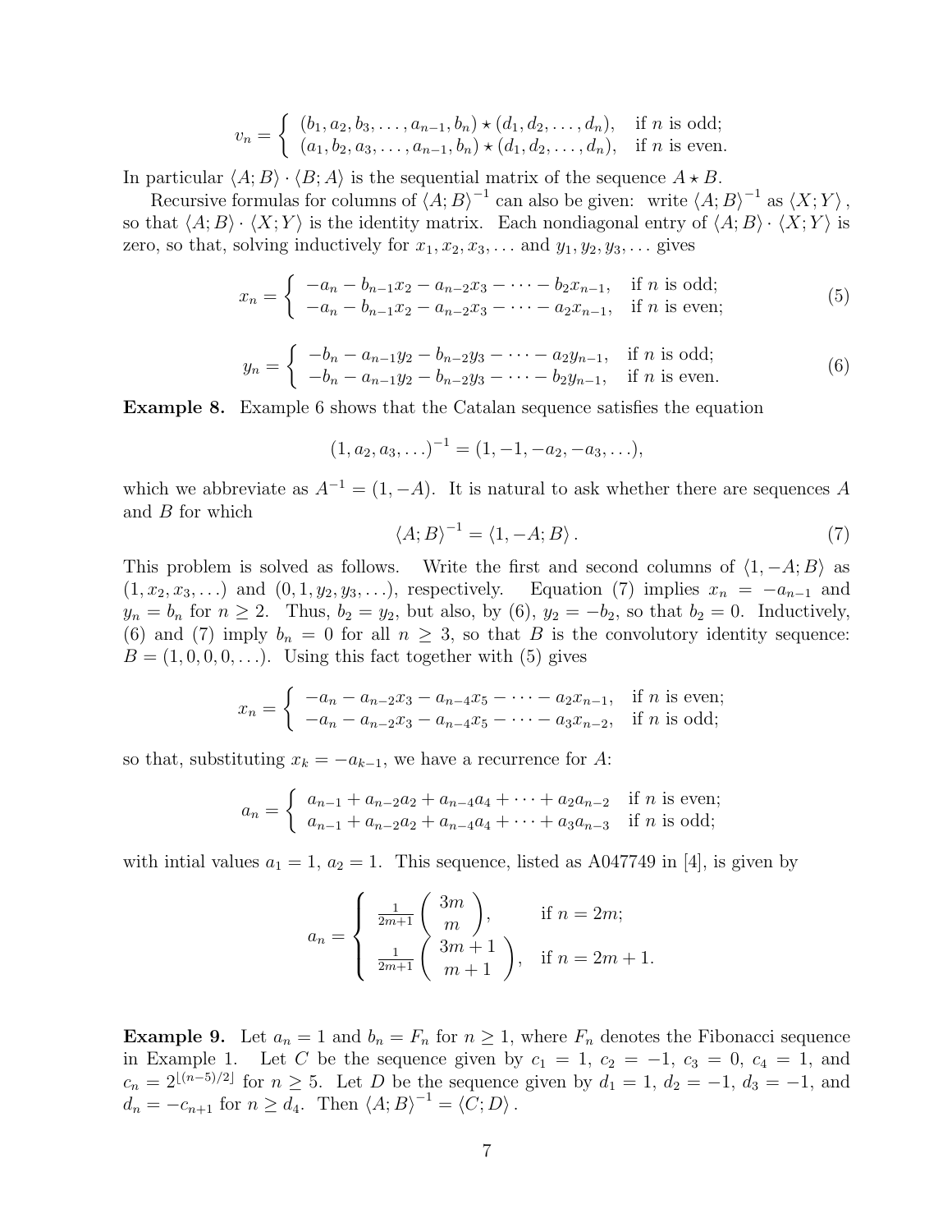$$v_n = \begin{cases} (b_1, a_2, b_3, \ldots, a_{n-1}, b_n) \star (d_1, d_2, \ldots, d_n), & \text{if } n \text{ is odd;} \\ (a_1, b_2, a_3, \ldots, a_{n-1}, b_n) \star (d_1, d_2, \ldots, d_n), & \text{if } n \text{ is even.} \end{cases}$$

In particular $\langle A; B\rangle \cdot \langle B; A\rangle$ is the sequential matrix of the sequence $A \star B$.

Recursive formulas for columns of $\langle A; B\rangle^{-1}$ can also be given: write $\langle A; B\rangle^{-1}$ as $\langle X; Y\rangle$, so that $\langle A; B\rangle \cdot \langle X; Y\rangle$ is the identity matrix. Each nondiagonal entry of $\langle A; B\rangle \cdot \langle X; Y\rangle$ is zero, so that, solving inductively for $x_1, x_2, x_3, \ldots$ and $y_1, y_2, y_3, \ldots$ gives

$$x_n = \begin{cases} -a_n - b_{n-1}x_2 - a_{n-2}x_3 - \cdots - b_2 x_{n-1}, & \text{if } n \text{ is odd;} \\ -a_n - b_{n-1}x_2 - a_{n-2}x_3 - \cdots - a_2 x_{n-1}, & \text{if } n \text{ is even;} \end{cases} \tag{5}$$

$$y_n = \begin{cases} -b_n - a_{n-1}y_2 - b_{n-2}y_3 - \cdots - a_2 y_{n-1}, & \text{if } n \text{ is odd;} \\ -b_n - a_{n-1}y_2 - b_{n-2}y_3 - \cdots - b_2 y_{n-1}, & \text{if } n \text{ is even.} \end{cases} \tag{6}$$

**Example 8.** Example 6 shows that the Catalan sequence satisfies the equation

$$(1, a_2, a_3, \ldots)^{-1} = (1, -1, -a_2, -a_3, \ldots),$$

which we abbreviate as $A^{-1} = (1, -A)$. It is natural to ask whether there are sequences $A$ and $B$ for which

$$\langle A; B\rangle^{-1} = \langle 1, -A; B\rangle. \tag{7}$$

This problem is solved as follows. Write the first and second columns of $\langle 1, -A; B\rangle$ as $(1, x_2, x_3, \ldots)$ and $(0, 1, y_2, y_3, \ldots)$, respectively. Equation (7) implies $x_n = -a_{n-1}$ and $y_n = b_n$ for $n \geq 2$. Thus, $b_2 = y_2$, but also, by (6), $y_2 = -b_2$, so that $b_2 = 0$. Inductively, (6) and (7) imply $b_n = 0$ for all $n \geq 3$, so that $B$ is the convolutory identity sequence: $B = (1, 0, 0, 0, \ldots)$. Using this fact together with (5) gives

$$x_n = \begin{cases} -a_n - a_{n-2}x_3 - a_{n-4}x_5 - \cdots - a_2 x_{n-1}, & \text{if } n \text{ is even;} \\ -a_n - a_{n-2}x_3 - a_{n-4}x_5 - \cdots - a_3 x_{n-2}, & \text{if } n \text{ is odd;} \end{cases}$$

so that, substituting $x_k = -a_{k-1}$, we have a recurrence for $A$:

$$a_n = \begin{cases} a_{n-1} + a_{n-2}a_2 + a_{n-4}a_4 + \cdots + a_2 a_{n-2} & \text{if } n \text{ is even;} \\ a_{n-1} + a_{n-2}a_2 + a_{n-4}a_4 + \cdots + a_3 a_{n-3} & \text{if } n \text{ is odd;} \end{cases}$$

with intial values $a_1 = 1$, $a_2 = 1$. This sequence, listed as A047749 in [4], is given by

$$a_n = \begin{cases} \frac{1}{2m+1}\begin{pmatrix} 3m \\ m \end{pmatrix}, & \text{if } n = 2m; \\ \frac{1}{2m+1}\begin{pmatrix} 3m+1 \\ m+1 \end{pmatrix}, & \text{if } n = 2m+1. \end{cases}$$

**Example 9.** Let $a_n = 1$ and $b_n = F_n$ for $n \geq 1$, where $F_n$ denotes the Fibonacci sequence in Example 1. Let $C$ be the sequence given by $c_1 = 1$, $c_2 = -1$, $c_3 = 0$, $c_4 = 1$, and $c_n = 2^{\lfloor (n-5)/2 \rfloor}$ for $n \geq 5$. Let $D$ be the sequence given by $d_1 = 1$, $d_2 = -1$, $d_3 = -1$, and $d_n = -c_{n+1}$ for $n \geq d_4$. Then $\langle A; B\rangle^{-1} = \langle C; D\rangle$.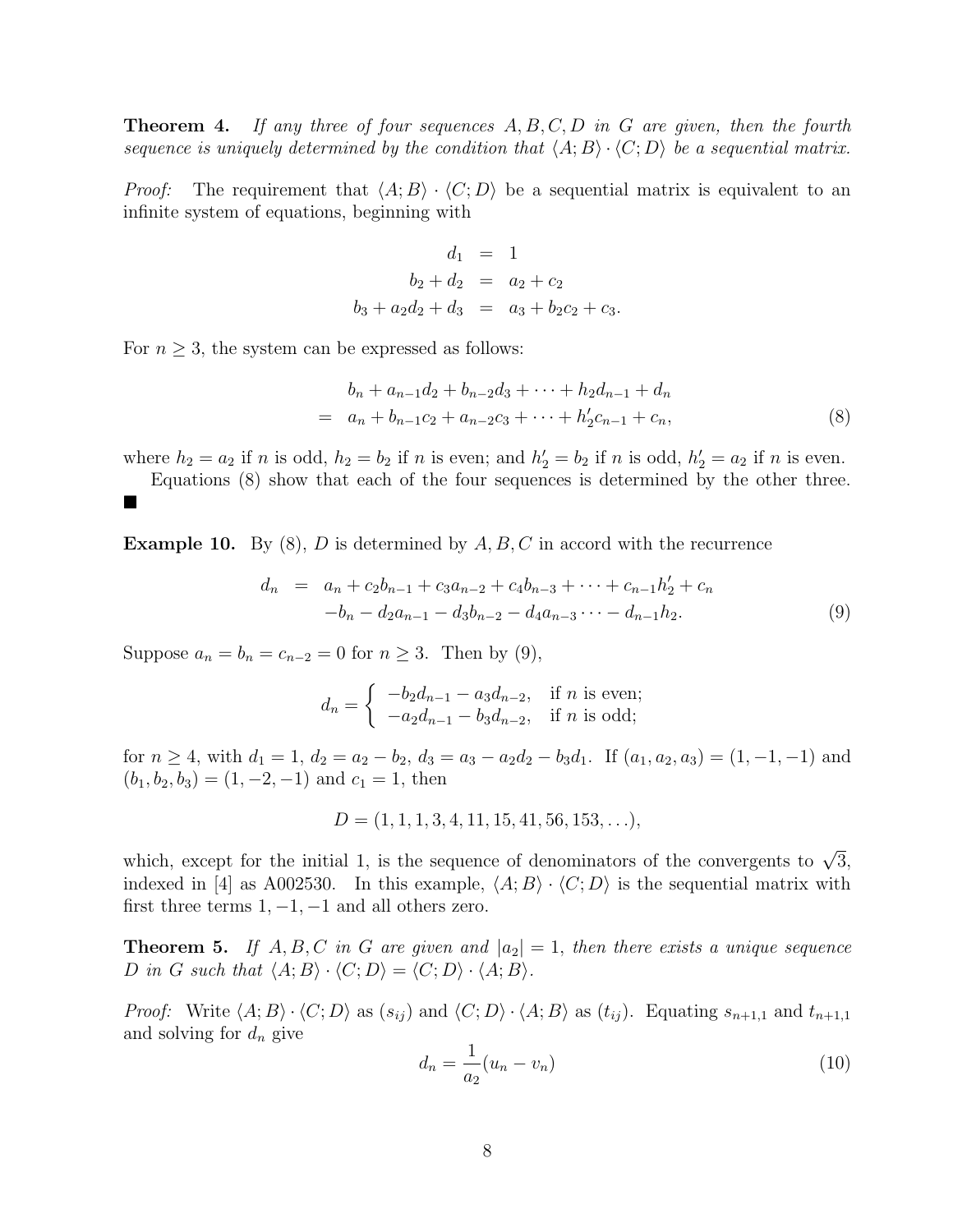**Theorem 4.** *If any three of four sequences $A, B, C, D$ in $G$ are given, then the fourth sequence is uniquely determined by the condition that $\langle A;B\rangle \cdot \langle C;D\rangle$ be a sequential matrix.*

*Proof:* The requirement that $\langle A;B\rangle \cdot \langle C;D\rangle$ be a sequential matrix is equivalent to an infinite system of equations, beginning with

$$\begin{aligned} d_1 &= 1 \\ b_2 + d_2 &= a_2 + c_2 \\ b_3 + a_2 d_2 + d_3 &= a_3 + b_2 c_2 + c_3. \end{aligned}$$

For $n \geq 3$, the system can be expressed as follows:

$$\begin{aligned} & b_n + a_{n-1}d_2 + b_{n-2}d_3 + \cdots + h_2 d_{n-1} + d_n \\ = \;& a_n + b_{n-1}c_2 + a_{n-2}c_3 + \cdots + h_2' c_{n-1} + c_n, \end{aligned} \tag{8}$$

where $h_2 = a_2$ if $n$ is odd, $h_2 = b_2$ if $n$ is even; and $h_2' = b_2$ if $n$ is odd, $h_2' = a_2$ if $n$ is even.

Equations (8) show that each of the four sequences is determined by the other three. ■

**Example 10.** By (8), $D$ is determined by $A, B, C$ in accord with the recurrence

$$\begin{aligned} d_n \;=\; & a_n + c_2 b_{n-1} + c_3 a_{n-2} + c_4 b_{n-3} + \cdots + c_{n-1} h_2' + c_n \\ & - b_n - d_2 a_{n-1} - d_3 b_{n-2} - d_4 a_{n-3} \cdots - d_{n-1} h_2. \end{aligned} \tag{9}$$

Suppose $a_n = b_n = c_{n-2} = 0$ for $n \geq 3$. Then by (9),

$$d_n = \begin{cases} -b_2 d_{n-1} - a_3 d_{n-2}, & \text{if } n \text{ is even;} \\ -a_2 d_{n-1} - b_3 d_{n-2}, & \text{if } n \text{ is odd;} \end{cases}$$

for $n \geq 4$, with $d_1 = 1$, $d_2 = a_2 - b_2$, $d_3 = a_3 - a_2 d_2 - b_3 d_1$. If $(a_1, a_2, a_3) = (1, -1, -1)$ and $(b_1, b_2, b_3) = (1, -2, -1)$ and $c_1 = 1$, then

$$D = (1, 1, 1, 3, 4, 11, 15, 41, 56, 153, \ldots),$$

which, except for the initial 1, is the sequence of denominators of the convergents to $\sqrt{3}$, indexed in [4] as A002530. In this example, $\langle A;B\rangle \cdot \langle C;D\rangle$ is the sequential matrix with first three terms $1, -1, -1$ and all others zero.

**Theorem 5.** *If $A, B, C$ in $G$ are given and $|a_2| = 1$, then there exists a unique sequence $D$ in $G$ such that $\langle A;B\rangle \cdot \langle C;D\rangle = \langle C;D\rangle \cdot \langle A;B\rangle$.*

*Proof:* Write $\langle A;B\rangle \cdot \langle C;D\rangle$ as $(s_{ij})$ and $\langle C;D\rangle \cdot \langle A;B\rangle$ as $(t_{ij})$. Equating $s_{n+1,1}$ and $t_{n+1,1}$ and solving for $d_n$ give

$$d_n = \frac{1}{a_2}(u_n - v_n) \tag{10}$$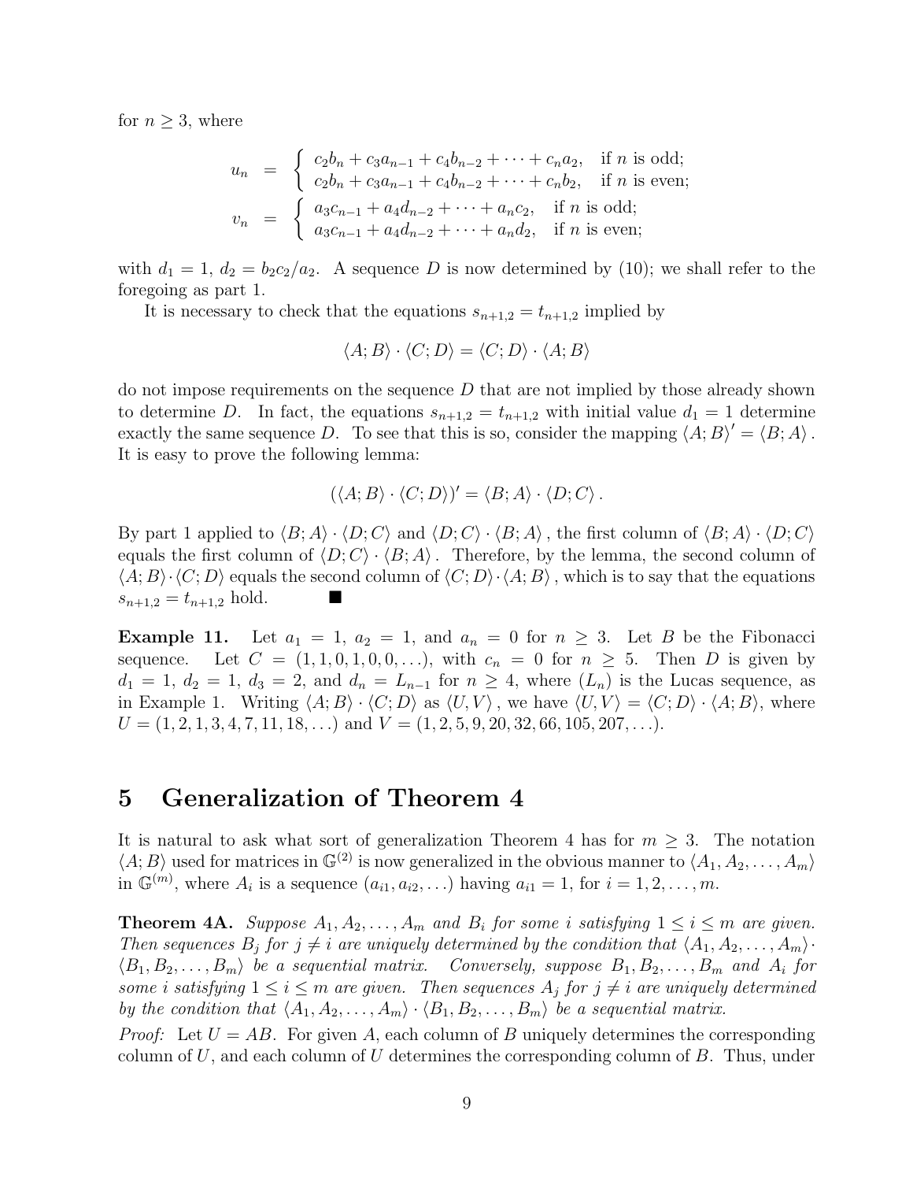for $n \geq 3$, where

$$u_n = \begin{cases} c_2 b_n + c_3 a_{n-1} + c_4 b_{n-2} + \cdots + c_n a_2, & \text{if } n \text{ is odd;} \\ c_2 b_n + c_3 a_{n-1} + c_4 b_{n-2} + \cdots + c_n b_2, & \text{if } n \text{ is even;} \end{cases}$$

$$v_n = \begin{cases} a_3 c_{n-1} + a_4 d_{n-2} + \cdots + a_n c_2, & \text{if } n \text{ is odd;} \\ a_3 c_{n-1} + a_4 d_{n-2} + \cdots + a_n d_2, & \text{if } n \text{ is even;} \end{cases}$$

with $d_1 = 1$, $d_2 = b_2 c_2 / a_2$. A sequence $D$ is now determined by (10); we shall refer to the foregoing as part 1.

It is necessary to check that the equations $s_{n+1,2} = t_{n+1,2}$ implied by

$$\langle A; B \rangle \cdot \langle C; D \rangle = \langle C; D \rangle \cdot \langle A; B \rangle$$

do not impose requirements on the sequence $D$ that are not implied by those already shown to determine $D$. In fact, the equations $s_{n+1,2} = t_{n+1,2}$ with initial value $d_1 = 1$ determine exactly the same sequence $D$. To see that this is so, consider the mapping $\langle A; B \rangle' = \langle B; A \rangle$. It is easy to prove the following lemma:

$$(\langle A; B \rangle \cdot \langle C; D \rangle)' = \langle B; A \rangle \cdot \langle D; C \rangle .$$

By part 1 applied to $\langle B; A \rangle \cdot \langle D; C \rangle$ and $\langle D; C \rangle \cdot \langle B; A \rangle$, the first column of $\langle B; A \rangle \cdot \langle D; C \rangle$ equals the first column of $\langle D; C \rangle \cdot \langle B; A \rangle$. Therefore, by the lemma, the second column of $\langle A; B \rangle \cdot \langle C; D \rangle$ equals the second column of $\langle C; D \rangle \cdot \langle A; B \rangle$, which is to say that the equations $s_{n+1,2} = t_{n+1,2}$ hold. ■

**Example 11.** Let $a_1 = 1$, $a_2 = 1$, and $a_n = 0$ for $n \geq 3$. Let $B$ be the Fibonacci sequence. Let $C = (1, 1, 0, 1, 0, 0, \ldots)$, with $c_n = 0$ for $n \geq 5$. Then $D$ is given by $d_1 = 1$, $d_2 = 1$, $d_3 = 2$, and $d_n = L_{n-1}$ for $n \geq 4$, where $(L_n)$ is the Lucas sequence, as in Example 1. Writing $\langle A; B \rangle \cdot \langle C; D \rangle$ as $\langle U, V \rangle$, we have $\langle U, V \rangle = \langle C; D \rangle \cdot \langle A; B \rangle$, where $U = (1, 2, 1, 3, 4, 7, 11, 18, \ldots)$ and $V = (1, 2, 5, 9, 20, 32, 66, 105, 207, \ldots)$.

# 5 Generalization of Theorem 4

It is natural to ask what sort of generalization Theorem 4 has for $m \geq 3$. The notation $\langle A; B \rangle$ used for matrices in $\mathbb{G}^{(2)}$ is now generalized in the obvious manner to $\langle A_1, A_2, \ldots, A_m \rangle$ in $\mathbb{G}^{(m)}$, where $A_i$ is a sequence $(a_{i1}, a_{i2}, \ldots)$ having $a_{i1} = 1$, for $i = 1, 2, \ldots, m$.

**Theorem 4A.** *Suppose $A_1, A_2, \ldots, A_m$ and $B_i$ for some $i$ satisfying $1 \leq i \leq m$ are given. Then sequences $B_j$ for $j \neq i$ are uniquely determined by the condition that $\langle A_1, A_2, \ldots, A_m \rangle \cdot \langle B_1, B_2, \ldots, B_m \rangle$ be a sequential matrix. Conversely, suppose $B_1, B_2, \ldots, B_m$ and $A_i$ for some $i$ satisfying $1 \leq i \leq m$ are given. Then sequences $A_j$ for $j \neq i$ are uniquely determined by the condition that $\langle A_1, A_2, \ldots, A_m \rangle \cdot \langle B_1, B_2, \ldots, B_m \rangle$ be a sequential matrix.*

*Proof:* Let $U = AB$. For given $A$, each column of $B$ uniquely determines the corresponding column of $U$, and each column of $U$ determines the corresponding column of $B$. Thus, under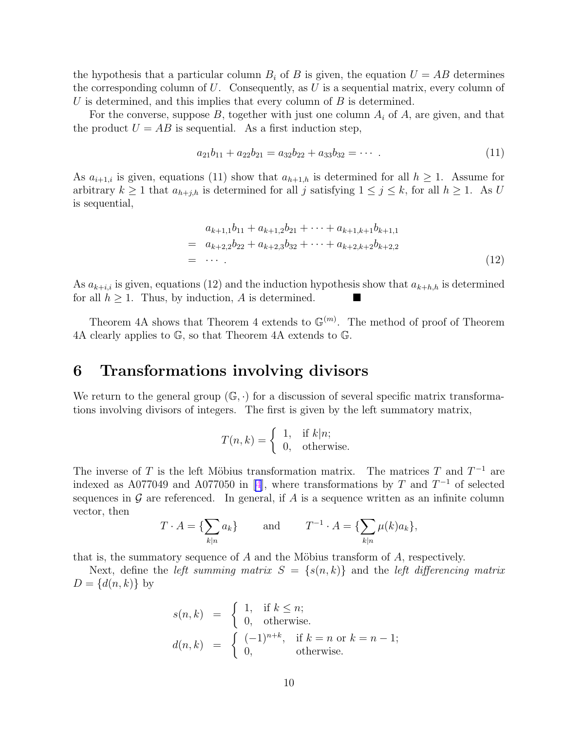the hypothesis that a particular column $B_i$ of $B$ is given, the equation $U = AB$ determines the corresponding column of $U$. Consequently, as $U$ is a sequential matrix, every column of $U$ is determined, and this implies that every column of $B$ is determined.

For the converse, suppose $B$, together with just one column $A_i$ of $A$, are given, and that the product $U = AB$ is sequential. As a first induction step,

$$a_{21}b_{11} + a_{22}b_{21} = a_{32}b_{22} + a_{33}b_{32} = \cdots \ . \tag{11}$$

As $a_{i+1,i}$ is given, equations (11) show that $a_{h+1,h}$ is determined for all $h \geq 1$. Assume for arbitrary $k \geq 1$ that $a_{h+j,h}$ is determined for all $j$ satisfying $1 \leq j \leq k$, for all $h \geq 1$. As $U$ is sequential,

$$\begin{aligned}
& a_{k+1,1}b_{11} + a_{k+1,2}b_{21} + \cdots + a_{k+1,k+1}b_{k+1,1} \\
= \ & a_{k+2,2}b_{22} + a_{k+2,3}b_{32} + \cdots + a_{k+2,k+2}b_{k+2,2} \\
= \ & \cdots \ .
\end{aligned} \tag{12}$$

As $a_{k+i,i}$ is given, equations (12) and the induction hypothesis show that $a_{k+h,h}$ is determined for all $h \geq 1$. Thus, by induction, $A$ is determined. ■

Theorem 4A shows that Theorem 4 extends to $\mathbb{G}^{(m)}$. The method of proof of Theorem 4A clearly applies to $\mathbb{G}$, so that Theorem 4A extends to $\mathbb{G}$.

## 6 Transformations involving divisors

We return to the general group $(\mathbb{G}, \cdot)$ for a discussion of several specific matrix transformations involving divisors of integers. The first is given by the left summatory matrix,

$$T(n,k) = \begin{cases} 1, & \text{if } k|n; \\ 0, & \text{otherwise.} \end{cases}$$

The inverse of $T$ is the left Möbius transformation matrix. The matrices $T$ and $T^{-1}$ are indexed as A077049 and A077050 in [4], where transformations by $T$ and $T^{-1}$ of selected sequences in $\mathcal{G}$ are referenced. In general, if $A$ is a sequence written as an infinite column vector, then

$$T \cdot A = \{\sum_{k|n} a_k\} \qquad \text{and} \qquad T^{-1} \cdot A = \{\sum_{k|n} \mu(k) a_k\},$$

that is, the summatory sequence of $A$ and the Möbius transform of $A$, respectively.

Next, define the *left summing matrix* $S = \{s(n,k)\}$ and the *left differencing matrix* $D = \{d(n,k)\}$ by

$$\begin{aligned}
s(n,k) &= \begin{cases} 1, & \text{if } k \leq n; \\ 0, & \text{otherwise.} \end{cases} \\
d(n,k) &= \begin{cases} (-1)^{n+k}, & \text{if } k = n \text{ or } k = n-1; \\ 0, & \text{otherwise.} \end{cases}
\end{aligned}$$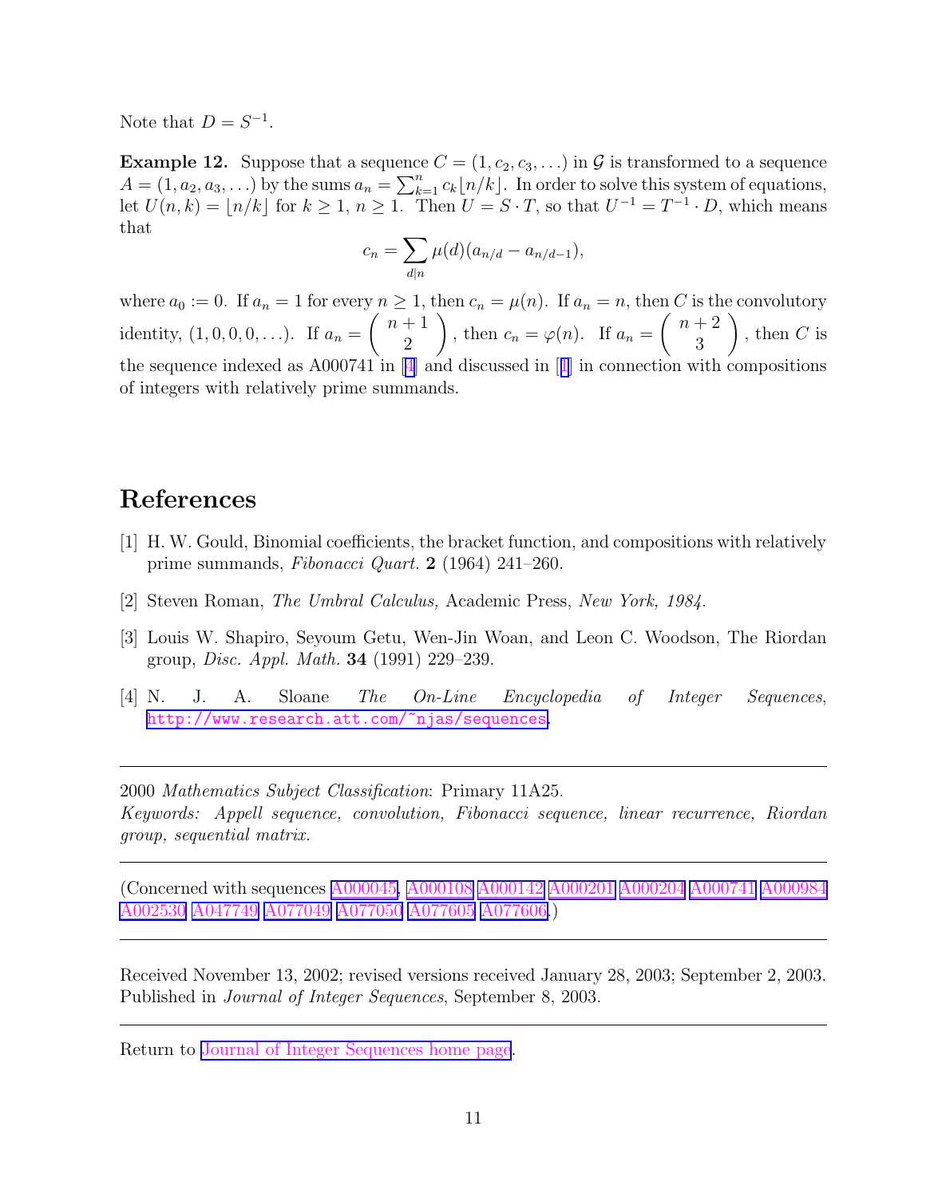Note that $D = S^{-1}$.

**Example 12.** Suppose that a sequence $C = (1, c_2, c_3, \ldots)$ in $\mathcal{G}$ is transformed to a sequence $A = (1, a_2, a_3, \ldots)$ by the sums $a_n = \sum_{k=1}^{n} c_k \lfloor n/k \rfloor$. In order to solve this system of equations, let $U(n,k) = \lfloor n/k \rfloor$ for $k \geq 1$, $n \geq 1$. Then $U = S \cdot T$, so that $U^{-1} = T^{-1} \cdot D$, which means that

$$c_n = \sum_{d|n} \mu(d)(a_{n/d} - a_{n/d-1}),$$

where $a_0 := 0$. If $a_n = 1$ for every $n \geq 1$, then $c_n = \mu(n)$. If $a_n = n$, then $C$ is the convolutory identity, $(1, 0, 0, 0, \ldots)$. If $a_n = \binom{n+1}{2}$, then $c_n = \varphi(n)$. If $a_n = \binom{n+2}{3}$, then $C$ is the sequence indexed as A000741 in [4] and discussed in [1] in connection with compositions of integers with relatively prime summands.

## References

[1] H. W. Gould, Binomial coefficients, the bracket function, and compositions with relatively prime summands, *Fibonacci Quart.* **2** (1964) 241–260.

[2] Steven Roman, *The Umbral Calculus,* Academic Press, *New York, 1984.*

[3] Louis W. Shapiro, Seyoum Getu, Wen-Jin Woan, and Leon C. Woodson, The Riordan group, *Disc. Appl. Math.* **34** (1991) 229–239.

[4] N. J. A. Sloane *The On-Line Encyclopedia of Integer Sequences*, http://www.research.att.com/~njas/sequences.

---

2000 *Mathematics Subject Classification*: Primary 11A25.

*Keywords: Appell sequence, convolution, Fibonacci sequence, linear recurrence, Riordan group, sequential matrix.*

---

(Concerned with sequences A000045, A000108 A000142 A000201 A000204 A000741 A000984 A002530 A047749 A077049 A077050 A077605 A077606.)

---

Received November 13, 2002; revised versions received January 28, 2003; September 2, 2003. Published in *Journal of Integer Sequences*, September 8, 2003.

---

Return to Journal of Integer Sequences home page.